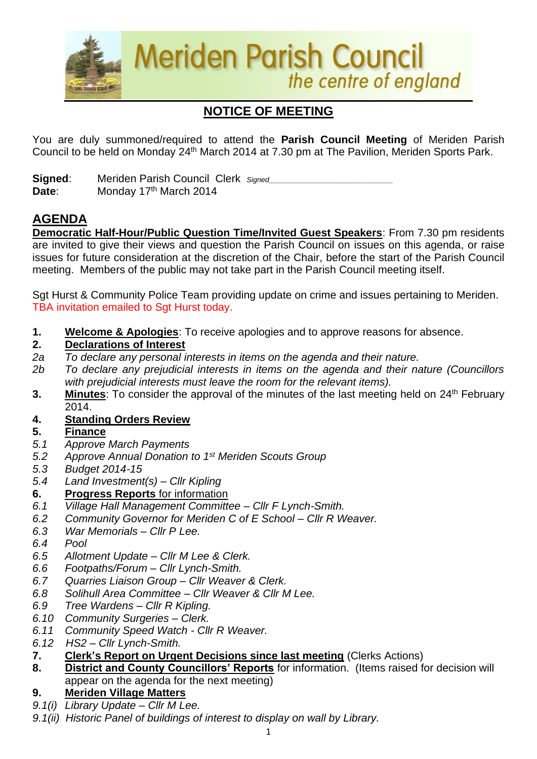# Meriden Parish Council
*the centre of england*

## NOTICE OF MEETING

You are duly summoned/required to attend the **Parish Council Meeting** of Meriden Parish Council to be held on Monday 24th March 2014 at 7.30 pm at The Pavilion, Meriden Sports Park.

**Signed**: Meriden Parish Council Clerk *Signed*\_\_\_\_\_\_\_\_\_\_\_\_\_\_\_\_\_\_\_\_\_\_\_\_
**Date**: Monday 17th March 2014

## AGENDA

**Democratic Half-Hour/Public Question Time/Invited Guest Speakers**: From 7.30 pm residents are invited to give their views and question the Parish Council on issues on this agenda, or raise issues for future consideration at the discretion of the Chair, before the start of the Parish Council meeting. Members of the public may not take part in the Parish Council meeting itself.

Sgt Hurst & Community Police Team providing update on crime and issues pertaining to Meriden. TBA invitation emailed to Sgt Hurst today.

1. **Welcome & Apologies**: To receive apologies and to approve reasons for absence.
2. **Declarations of Interest**
   - *2a To declare any personal interests in items on the agenda and their nature.*
   - *2b To declare any prejudicial interests in items on the agenda and their nature (Councillors with prejudicial interests must leave the room for the relevant items).*
3. **Minutes**: To consider the approval of the minutes of the last meeting held on 24th February 2014.
4. **Standing Orders Review**
5. **Finance**
   - *5.1 Approve March Payments*
   - *5.2 Approve Annual Donation to 1st Meriden Scouts Group*
   - *5.3 Budget 2014-15*
   - *5.4 Land Investment(s) – Cllr Kipling*
6. **Progress Reports** for information
   - *6.1 Village Hall Management Committee – Cllr F Lynch-Smith.*
   - *6.2 Community Governor for Meriden C of E School – Cllr R Weaver.*
   - *6.3 War Memorials – Cllr P Lee.*
   - *6.4 Pool*
   - *6.5 Allotment Update – Cllr M Lee & Clerk.*
   - *6.6 Footpaths/Forum – Cllr Lynch-Smith.*
   - *6.7 Quarries Liaison Group – Cllr Weaver & Clerk.*
   - *6.8 Solihull Area Committee – Cllr Weaver & Cllr M Lee.*
   - *6.9 Tree Wardens – Cllr R Kipling.*
   - *6.10 Community Surgeries – Clerk.*
   - *6.11 Community Speed Watch - Cllr R Weaver.*
   - *6.12 HS2 – Cllr Lynch-Smith.*
7. **Clerk's Report on Urgent Decisions since last meeting** (Clerks Actions)
8. **District and County Councillors' Reports** for information. (Items raised for decision will appear on the agenda for the next meeting)
9. **Meriden Village Matters**
   - *9.1(i) Library Update – Cllr M Lee.*
   - *9.1(ii) Historic Panel of buildings of interest to display on wall by Library.*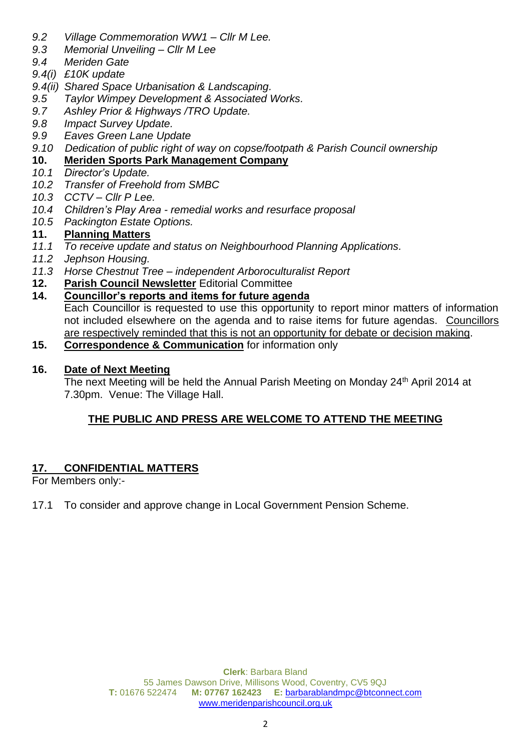*9.2 Village Commemoration WW1 – Cllr M Lee.*
*9.3 Memorial Unveiling – Cllr M Lee*
*9.4 Meriden Gate*
*9.4(i) £10K update*
*9.4(ii) Shared Space Urbanisation & Landscaping.*
*9.5 Taylor Wimpey Development & Associated Works.*
*9.7 Ashley Prior & Highways /TRO Update.*
*9.8 Impact Survey Update.*
*9.9 Eaves Green Lane Update*
*9.10 Dedication of public right of way on copse/footpath & Parish Council ownership*

**10. Meriden Sports Park Management Company**

*10.1 Director's Update.*
*10.2 Transfer of Freehold from SMBC*
*10.3 CCTV – Cllr P Lee.*
*10.4 Children's Play Area - remedial works and resurface proposal*
*10.5 Packington Estate Options.*

**11. Planning Matters**

*11.1 To receive update and status on Neighbourhood Planning Applications.*
*11.2 Jephson Housing.*
*11.3 Horse Chestnut Tree – independent Arboroculturalist Report*

**12. Parish Council Newsletter** Editorial Committee

**14. Councillor's reports and items for future agenda**

Each Councillor is requested to use this opportunity to report minor matters of information not included elsewhere on the agenda and to raise items for future agendas. Councillors are respectively reminded that this is not an opportunity for debate or decision making.

**15. Correspondence & Communication** for information only

**16. Date of Next Meeting**

The next Meeting will be held the Annual Parish Meeting on Monday 24th April 2014 at 7.30pm. Venue: The Village Hall.

**THE PUBLIC AND PRESS ARE WELCOME TO ATTEND THE MEETING**

**17. CONFIDENTIAL MATTERS**

For Members only:-

17.1 To consider and approve change in Local Government Pension Scheme.

**Clerk**: Barbara Bland
55 James Dawson Drive, Millisons Wood, Coventry, CV5 9QJ
**T:** 01676 522474 **M: 07767 162423 E:** barbarablandmpc@btconnect.com
www.meridenparishcouncil.org.uk